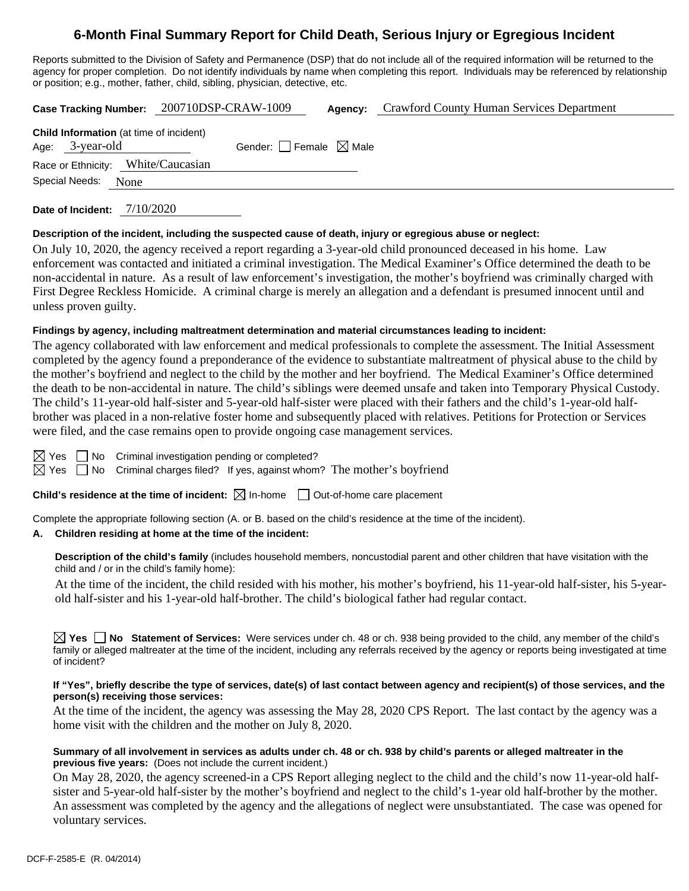# 6-Month Final Summary Report for Child Death, Serious Injury or Egregious Incident

Reports submitted to the Division of Safety and Permanence (DSP) that do not include all of the required information will be returned to the agency for proper completion. Do not identify individuals by name when completing this report. Individuals may be referenced by relationship or position; e.g., mother, father, child, sibling, physician, detective, etc.

**Case Tracking Number:** 200710DSP-CRAW-1009 **Agency:** Crawford County Human Services Department

**Child Information** (at time of incident)
Age: 3-year-old Gender: ☐ Female ☒ Male
Race or Ethnicity: White/Caucasian
Special Needs: None

**Date of Incident:** 7/10/2020

**Description of the incident, including the suspected cause of death, injury or egregious abuse or neglect:**

On July 10, 2020, the agency received a report regarding a 3-year-old child pronounced deceased in his home. Law enforcement was contacted and initiated a criminal investigation. The Medical Examiner's Office determined the death to be non-accidental in nature. As a result of law enforcement's investigation, the mother's boyfriend was criminally charged with First Degree Reckless Homicide. A criminal charge is merely an allegation and a defendant is presumed innocent until and unless proven guilty.

**Findings by agency, including maltreatment determination and material circumstances leading to incident:**

The agency collaborated with law enforcement and medical professionals to complete the assessment. The Initial Assessment completed by the agency found a preponderance of the evidence to substantiate maltreatment of physical abuse to the child by the mother's boyfriend and neglect to the child by the mother and her boyfriend. The Medical Examiner's Office determined the death to be non-accidental in nature. The child's siblings were deemed unsafe and taken into Temporary Physical Custody. The child's 11-year-old half-sister and 5-year-old half-sister were placed with their fathers and the child's 1-year-old half-brother was placed in a non-relative foster home and subsequently placed with relatives. Petitions for Protection or Services were filed, and the case remains open to provide ongoing case management services.

☒ Yes ☐ No Criminal investigation pending or completed?
☒ Yes ☐ No Criminal charges filed? If yes, against whom? The mother's boyfriend

**Child's residence at the time of incident:** ☒ In-home ☐ Out-of-home care placement

Complete the appropriate following section (A. or B. based on the child's residence at the time of the incident).

**A. Children residing at home at the time of the incident:**

**Description of the child's family** (includes household members, noncustodial parent and other children that have visitation with the child and / or in the child's family home):

At the time of the incident, the child resided with his mother, his mother's boyfriend, his 11-year-old half-sister, his 5-year-old half-sister and his 1-year-old half-brother. The child's biological father had regular contact.

☒ **Yes** ☐ **No** **Statement of Services:** Were services under ch. 48 or ch. 938 being provided to the child, any member of the child's family or alleged maltreater at the time of the incident, including any referrals received by the agency or reports being investigated at time of incident?

**If "Yes", briefly describe the type of services, date(s) of last contact between agency and recipient(s) of those services, and the person(s) receiving those services:**

At the time of the incident, the agency was assessing the May 28, 2020 CPS Report. The last contact by the agency was a home visit with the children and the mother on July 8, 2020.

**Summary of all involvement in services as adults under ch. 48 or ch. 938 by child's parents or alleged maltreater in the previous five years:** (Does not include the current incident.)

On May 28, 2020, the agency screened-in a CPS Report alleging neglect to the child and the child's now 11-year-old half-sister and 5-year-old half-sister by the mother's boyfriend and neglect to the child's 1-year old half-brother by the mother. An assessment was completed by the agency and the allegations of neglect were unsubstantiated. The case was opened for voluntary services.

DCF-F-2585-E (R. 04/2014)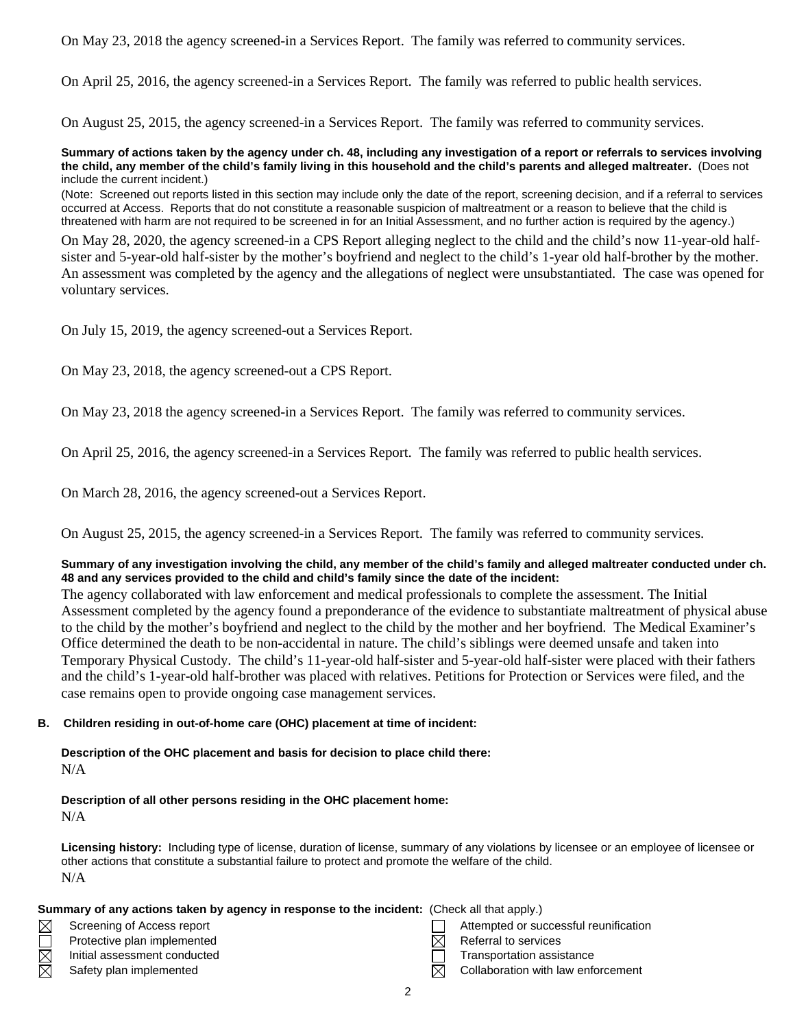On May 23, 2018 the agency screened-in a Services Report. The family was referred to community services.

On April 25, 2016, the agency screened-in a Services Report. The family was referred to public health services.

On August 25, 2015, the agency screened-in a Services Report. The family was referred to community services.

**Summary of actions taken by the agency under ch. 48, including any investigation of a report or referrals to services involving the child, any member of the child's family living in this household and the child's parents and alleged maltreater.** (Does not include the current incident.)

(Note: Screened out reports listed in this section may include only the date of the report, screening decision, and if a referral to services occurred at Access. Reports that do not constitute a reasonable suspicion of maltreatment or a reason to believe that the child is threatened with harm are not required to be screened in for an Initial Assessment, and no further action is required by the agency.)

On May 28, 2020, the agency screened-in a CPS Report alleging neglect to the child and the child's now 11-year-old half-sister and 5-year-old half-sister by the mother's boyfriend and neglect to the child's 1-year old half-brother by the mother. An assessment was completed by the agency and the allegations of neglect were unsubstantiated. The case was opened for voluntary services.

On July 15, 2019, the agency screened-out a Services Report.

On May 23, 2018, the agency screened-out a CPS Report.

On May 23, 2018 the agency screened-in a Services Report. The family was referred to community services.

On April 25, 2016, the agency screened-in a Services Report. The family was referred to public health services.

On March 28, 2016, the agency screened-out a Services Report.

On August 25, 2015, the agency screened-in a Services Report. The family was referred to community services.

**Summary of any investigation involving the child, any member of the child's family and alleged maltreater conducted under ch. 48 and any services provided to the child and child's family since the date of the incident:**

The agency collaborated with law enforcement and medical professionals to complete the assessment. The Initial Assessment completed by the agency found a preponderance of the evidence to substantiate maltreatment of physical abuse to the child by the mother's boyfriend and neglect to the child by the mother and her boyfriend. The Medical Examiner's Office determined the death to be non-accidental in nature. The child's siblings were deemed unsafe and taken into Temporary Physical Custody. The child's 11-year-old half-sister and 5-year-old half-sister were placed with their fathers and the child's 1-year-old half-brother was placed with relatives. Petitions for Protection or Services were filed, and the case remains open to provide ongoing case management services.

**B. Children residing in out-of-home care (OHC) placement at time of incident:**

**Description of the OHC placement and basis for decision to place child there:**
N/A

**Description of all other persons residing in the OHC placement home:**
N/A

**Licensing history:** Including type of license, duration of license, summary of any violations by licensee or an employee of licensee or other actions that constitute a substantial failure to protect and promote the welfare of the child.
N/A

**Summary of any actions taken by agency in response to the incident:** (Check all that apply.)

- ☒ Screening of Access report
- ☐ Protective plan implemented
- ☒ Initial assessment conducted
- ☒ Safety plan implemented
- ☐ Attempted or successful reunification
- ☒ Referral to services
- ☐ Transportation assistance
- ☒ Collaboration with law enforcement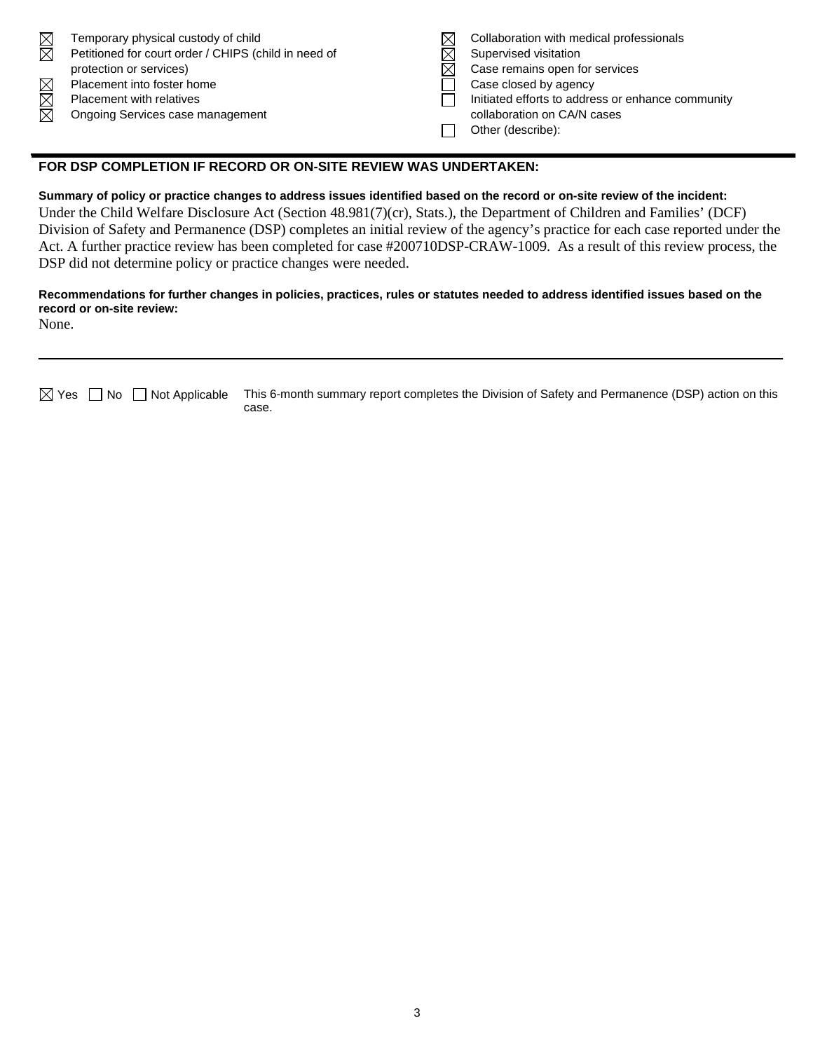- ☒ Temporary physical custody of child
- ☒ Petitioned for court order / CHIPS (child in need of protection or services)
- ☒ Placement into foster home
- ☒ Placement with relatives
- ☒ Ongoing Services case management
- ☒ Collaboration with medical professionals
- ☒ Supervised visitation
- ☒ Case remains open for services
- ☐ Case closed by agency
- ☐ Initiated efforts to address or enhance community collaboration on CA/N cases
- ☐ Other (describe):

---

**FOR DSP COMPLETION IF RECORD OR ON-SITE REVIEW WAS UNDERTAKEN:**

**Summary of policy or practice changes to address issues identified based on the record or on-site review of the incident:**

Under the Child Welfare Disclosure Act (Section 48.981(7)(cr), Stats.), the Department of Children and Families' (DCF) Division of Safety and Permanence (DSP) completes an initial review of the agency's practice for each case reported under the Act. A further practice review has been completed for case #200710DSP-CRAW-1009. As a result of this review process, the DSP did not determine policy or practice changes were needed.

**Recommendations for further changes in policies, practices, rules or statutes needed to address identified issues based on the record or on-site review:**

None.

---

☒ Yes ☐ No ☐ Not Applicable This 6-month summary report completes the Division of Safety and Permanence (DSP) action on this case.